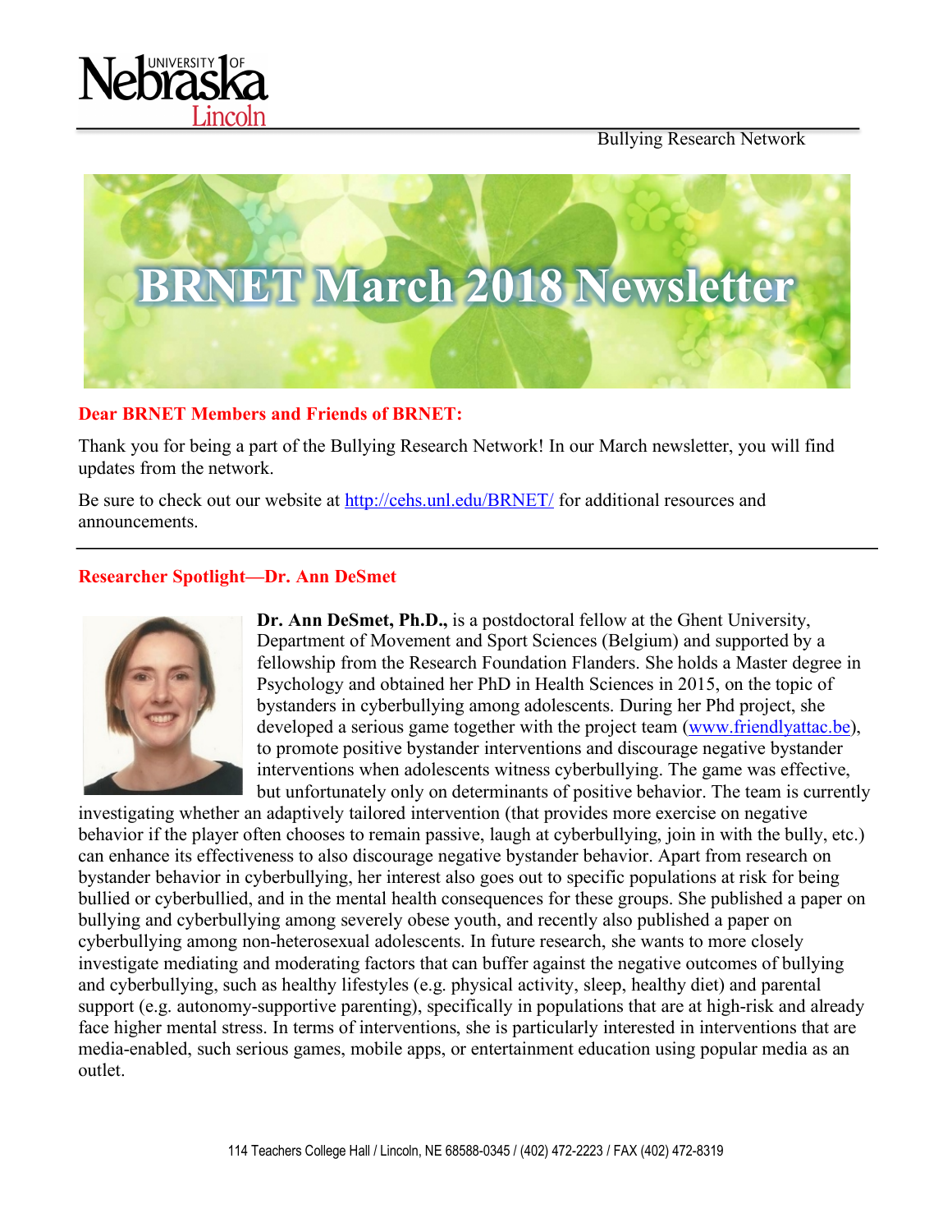Bullying Research Network

# BRNET March 2018 Newsletter

**Dear BRNET Members and Friends of BRNET:**

Thank you for being a part of the Bullying Research Network! In our March newsletter, you will find updates from the network.

Be sure to check out our website at http://cehs.unl.edu/BRNET/ for additional resources and announcements.

---

## Researcher Spotlight—Dr. Ann DeSmet

**Dr. Ann DeSmet, Ph.D.,** is a postdoctoral fellow at the Ghent University, Department of Movement and Sport Sciences (Belgium) and supported by a fellowship from the Research Foundation Flanders. She holds a Master degree in Psychology and obtained her PhD in Health Sciences in 2015, on the topic of bystanders in cyberbullying among adolescents. During her Phd project, she developed a serious game together with the project team (www.friendlyattac.be), to promote positive bystander interventions and discourage negative bystander interventions when adolescents witness cyberbullying. The game was effective, but unfortunately only on determinants of positive behavior. The team is currently investigating whether an adaptively tailored intervention (that provides more exercise on negative behavior if the player often chooses to remain passive, laugh at cyberbullying, join in with the bully, etc.) can enhance its effectiveness to also discourage negative bystander behavior. Apart from research on bystander behavior in cyberbullying, her interest also goes out to specific populations at risk for being bullied or cyberbullied, and in the mental health consequences for these groups. She published a paper on bullying and cyberbullying among severely obese youth, and recently also published a paper on cyberbullying among non-heterosexual adolescents. In future research, she wants to more closely investigate mediating and moderating factors that can buffer against the negative outcomes of bullying and cyberbullying, such as healthy lifestyles (e.g. physical activity, sleep, healthy diet) and parental support (e.g. autonomy-supportive parenting), specifically in populations that are at high-risk and already face higher mental stress. In terms of interventions, she is particularly interested in interventions that are media-enabled, such serious games, mobile apps, or entertainment education using popular media as an outlet.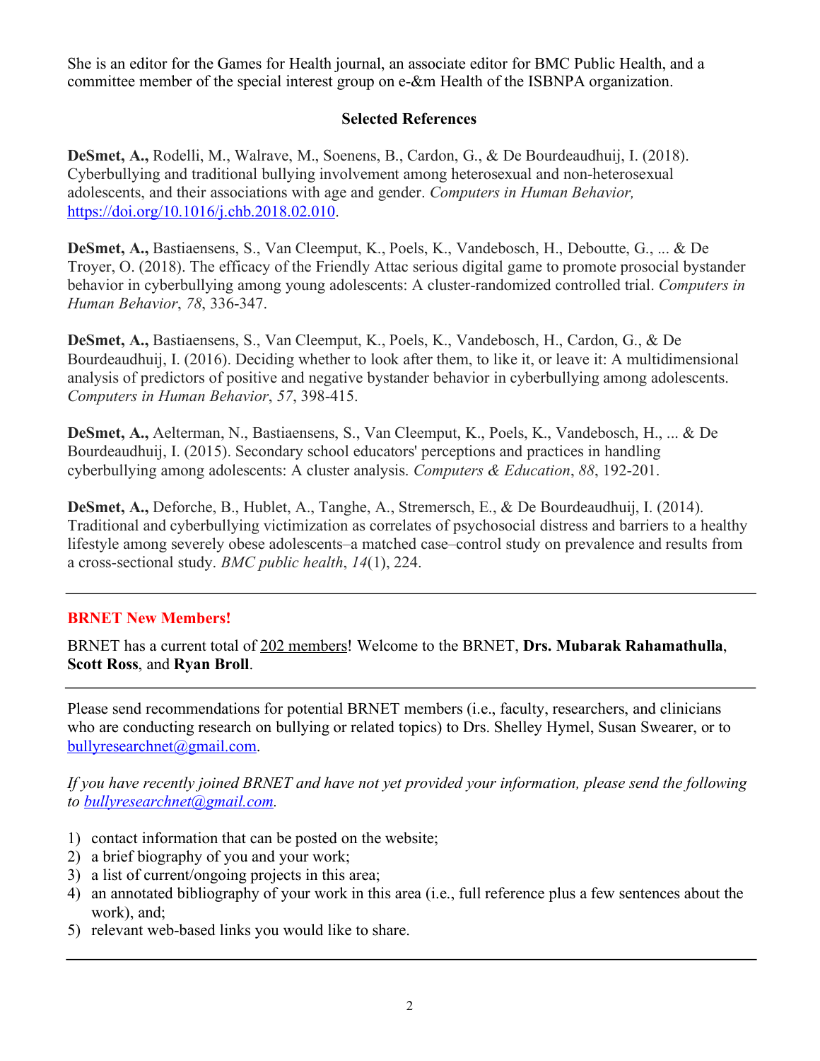She is an editor for the Games for Health journal, an associate editor for BMC Public Health, and a committee member of the special interest group on e-&m Health of the ISBNPA organization.

### Selected References

**DeSmet, A.,** Rodelli, M., Walrave, M., Soenens, B., Cardon, G., & De Bourdeaudhuij, I. (2018). Cyberbullying and traditional bullying involvement among heterosexual and non-heterosexual adolescents, and their associations with age and gender. *Computers in Human Behavior,* [https://doi.org/10.1016/j.chb.2018.02.010](https://doi.org/10.1016/j.chb.2018.02.010).

**DeSmet, A.,** Bastiaensens, S., Van Cleemput, K., Poels, K., Vandebosch, H., Deboutte, G., ... & De Troyer, O. (2018). The efficacy of the Friendly Attac serious digital game to promote prosocial bystander behavior in cyberbullying among young adolescents: A cluster-randomized controlled trial. *Computers in Human Behavior*, *78*, 336-347.

**DeSmet, A.,** Bastiaensens, S., Van Cleemput, K., Poels, K., Vandebosch, H., Cardon, G., & De Bourdeaudhuij, I. (2016). Deciding whether to look after them, to like it, or leave it: A multidimensional analysis of predictors of positive and negative bystander behavior in cyberbullying among adolescents. *Computers in Human Behavior*, *57*, 398-415.

**DeSmet, A.,** Aelterman, N., Bastiaensens, S., Van Cleemput, K., Poels, K., Vandebosch, H., ... & De Bourdeaudhuij, I. (2015). Secondary school educators' perceptions and practices in handling cyberbullying among adolescents: A cluster analysis. *Computers & Education*, *88*, 192-201.

**DeSmet, A.,** Deforche, B., Hublet, A., Tanghe, A., Stremersch, E., & De Bourdeaudhuij, I. (2014). Traditional and cyberbullying victimization as correlates of psychosocial distress and barriers to a healthy lifestyle among severely obese adolescents–a matched case–control study on prevalence and results from a cross-sectional study. *BMC public health*, *14*(1), 224.

---

### BRNET New Members!

BRNET has a current total of 202 members! Welcome to the BRNET, **Drs. Mubarak Rahamathulla**, **Scott Ross**, and **Ryan Broll**.

---

Please send recommendations for potential BRNET members (i.e., faculty, researchers, and clinicians who are conducting research on bullying or related topics) to Drs. Shelley Hymel, Susan Swearer, or to [bullyresearchnet@gmail.com](mailto:bullyresearchnet@gmail.com).

*If you have recently joined BRNET and have not yet provided your information, please send the following to [bullyresearchnet@gmail.com](mailto:bullyresearchnet@gmail.com).*

1) contact information that can be posted on the website;
2) a brief biography of you and your work;
3) a list of current/ongoing projects in this area;
4) an annotated bibliography of your work in this area (i.e., full reference plus a few sentences about the work), and;
5) relevant web-based links you would like to share.

---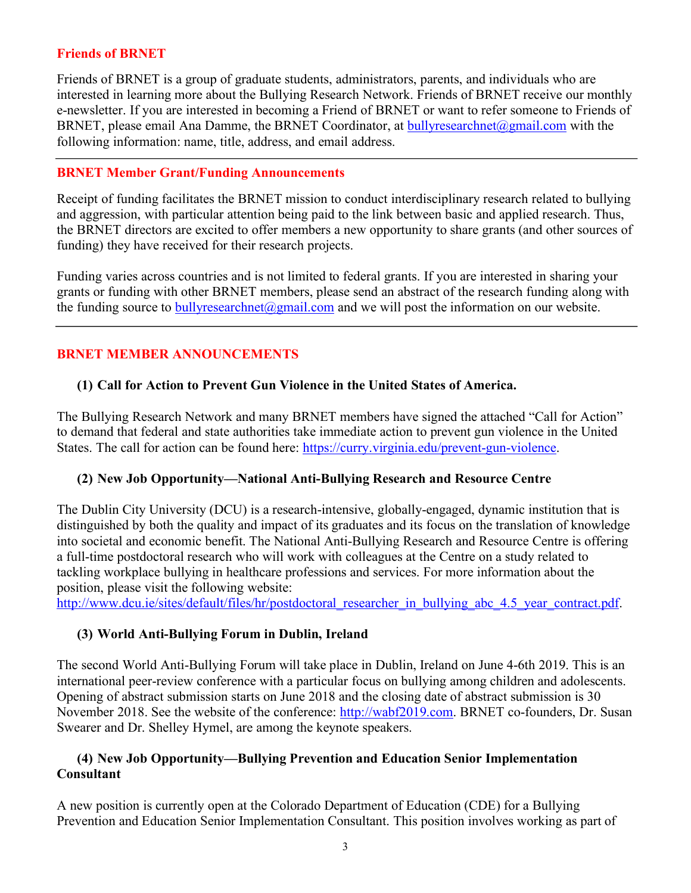## Friends of BRNET

Friends of BRNET is a group of graduate students, administrators, parents, and individuals who are interested in learning more about the Bullying Research Network. Friends of BRNET receive our monthly e-newsletter. If you are interested in becoming a Friend of BRNET or want to refer someone to Friends of BRNET, please email Ana Damme, the BRNET Coordinator, at bullyresearchnet@gmail.com with the following information: name, title, address, and email address.

---

## BRNET Member Grant/Funding Announcements

Receipt of funding facilitates the BRNET mission to conduct interdisciplinary research related to bullying and aggression, with particular attention being paid to the link between basic and applied research. Thus, the BRNET directors are excited to offer members a new opportunity to share grants (and other sources of funding) they have received for their research projects.

Funding varies across countries and is not limited to federal grants. If you are interested in sharing your grants or funding with other BRNET members, please send an abstract of the research funding along with the funding source to bullyresearchnet@gmail.com and we will post the information on our website.

---

## BRNET MEMBER ANNOUNCEMENTS

### (1) Call for Action to Prevent Gun Violence in the United States of America.

The Bullying Research Network and many BRNET members have signed the attached "Call for Action" to demand that federal and state authorities take immediate action to prevent gun violence in the United States. The call for action can be found here: https://curry.virginia.edu/prevent-gun-violence.

### (2) New Job Opportunity—National Anti-Bullying Research and Resource Centre

The Dublin City University (DCU) is a research-intensive, globally-engaged, dynamic institution that is distinguished by both the quality and impact of its graduates and its focus on the translation of knowledge into societal and economic benefit. The National Anti-Bullying Research and Resource Centre is offering a full-time postdoctoral research who will work with colleagues at the Centre on a study related to tackling workplace bullying in healthcare professions and services. For more information about the position, please visit the following website: http://www.dcu.ie/sites/default/files/hr/postdoctoral_researcher_in_bullying_abc_4.5_year_contract.pdf.

### (3) World Anti-Bullying Forum in Dublin, Ireland

The second World Anti-Bullying Forum will take place in Dublin, Ireland on June 4-6th 2019. This is an international peer-review conference with a particular focus on bullying among children and adolescents. Opening of abstract submission starts on June 2018 and the closing date of abstract submission is 30 November 2018. See the website of the conference: http://wabf2019.com. BRNET co-founders, Dr. Susan Swearer and Dr. Shelley Hymel, are among the keynote speakers.

### (4) New Job Opportunity—Bullying Prevention and Education Senior Implementation Consultant

A new position is currently open at the Colorado Department of Education (CDE) for a Bullying Prevention and Education Senior Implementation Consultant. This position involves working as part of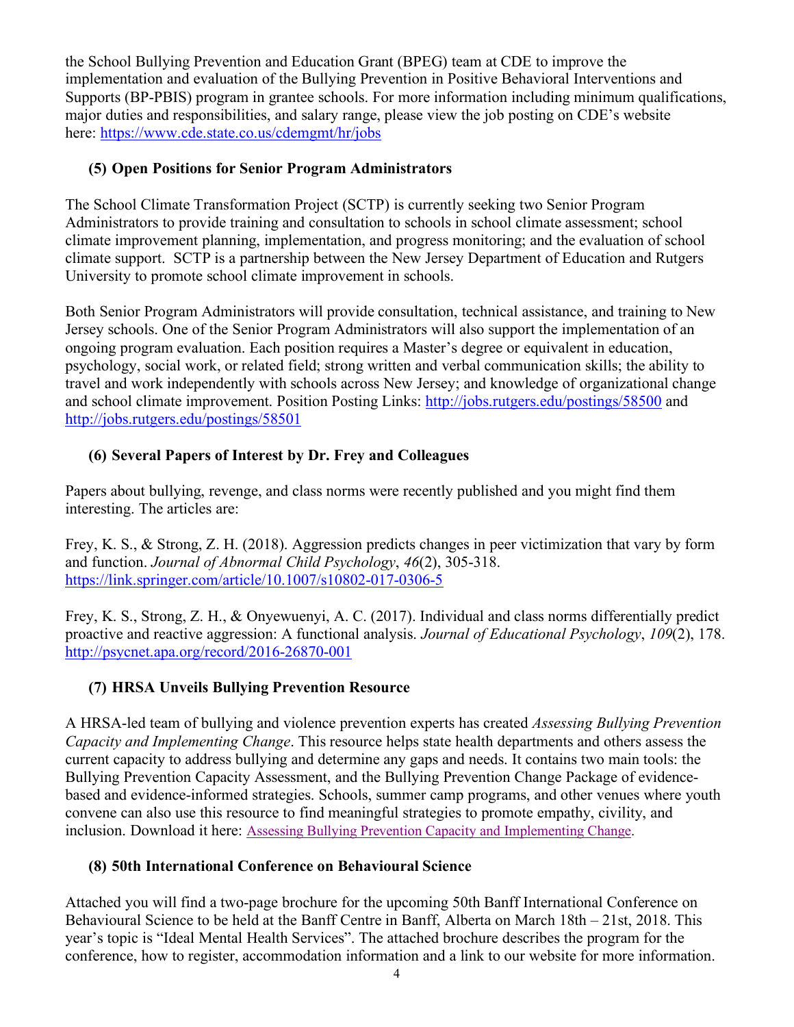the School Bullying Prevention and Education Grant (BPEG) team at CDE to improve the implementation and evaluation of the Bullying Prevention in Positive Behavioral Interventions and Supports (BP-PBIS) program in grantee schools. For more information including minimum qualifications, major duties and responsibilities, and salary range, please view the job posting on CDE's website here: [https://www.cde.state.co.us/cdemgmt/hr/jobs](https://www.cde.state.co.us/cdemgmt/hr/jobs)

### (5) Open Positions for Senior Program Administrators

The School Climate Transformation Project (SCTP) is currently seeking two Senior Program Administrators to provide training and consultation to schools in school climate assessment; school climate improvement planning, implementation, and progress monitoring; and the evaluation of school climate support. SCTP is a partnership between the New Jersey Department of Education and Rutgers University to promote school climate improvement in schools.

Both Senior Program Administrators will provide consultation, technical assistance, and training to New Jersey schools. One of the Senior Program Administrators will also support the implementation of an ongoing program evaluation. Each position requires a Master's degree or equivalent in education, psychology, social work, or related field; strong written and verbal communication skills; the ability to travel and work independently with schools across New Jersey; and knowledge of organizational change and school climate improvement. Position Posting Links: [http://jobs.rutgers.edu/postings/58500](http://jobs.rutgers.edu/postings/58500) and [http://jobs.rutgers.edu/postings/58501](http://jobs.rutgers.edu/postings/58501)

### (6) Several Papers of Interest by Dr. Frey and Colleagues

Papers about bullying, revenge, and class norms were recently published and you might find them interesting. The articles are:

Frey, K. S., & Strong, Z. H. (2018). Aggression predicts changes in peer victimization that vary by form and function. *Journal of Abnormal Child Psychology*, *46*(2), 305-318. [https://link.springer.com/article/10.1007/s10802-017-0306-5](https://link.springer.com/article/10.1007/s10802-017-0306-5)

Frey, K. S., Strong, Z. H., & Onyewuenyi, A. C. (2017). Individual and class norms differentially predict proactive and reactive aggression: A functional analysis. *Journal of Educational Psychology*, *109*(2), 178. [http://psycnet.apa.org/record/2016-26870-001](http://psycnet.apa.org/record/2016-26870-001)

### (7) HRSA Unveils Bullying Prevention Resource

A HRSA-led team of bullying and violence prevention experts has created *Assessing Bullying Prevention Capacity and Implementing Change*. This resource helps state health departments and others assess the current capacity to address bullying and determine any gaps and needs. It contains two main tools: the Bullying Prevention Capacity Assessment, and the Bullying Prevention Change Package of evidence-based and evidence-informed strategies. Schools, summer camp programs, and other venues where youth convene can also use this resource to find meaningful strategies to promote empathy, civility, and inclusion. Download it here: Assessing Bullying Prevention Capacity and Implementing Change.

### (8) 50th International Conference on Behavioural Science

Attached you will find a two-page brochure for the upcoming 50th Banff International Conference on Behavioural Science to be held at the Banff Centre in Banff, Alberta on March 18th – 21st, 2018. This year's topic is "Ideal Mental Health Services". The attached brochure describes the program for the conference, how to register, accommodation information and a link to our website for more information.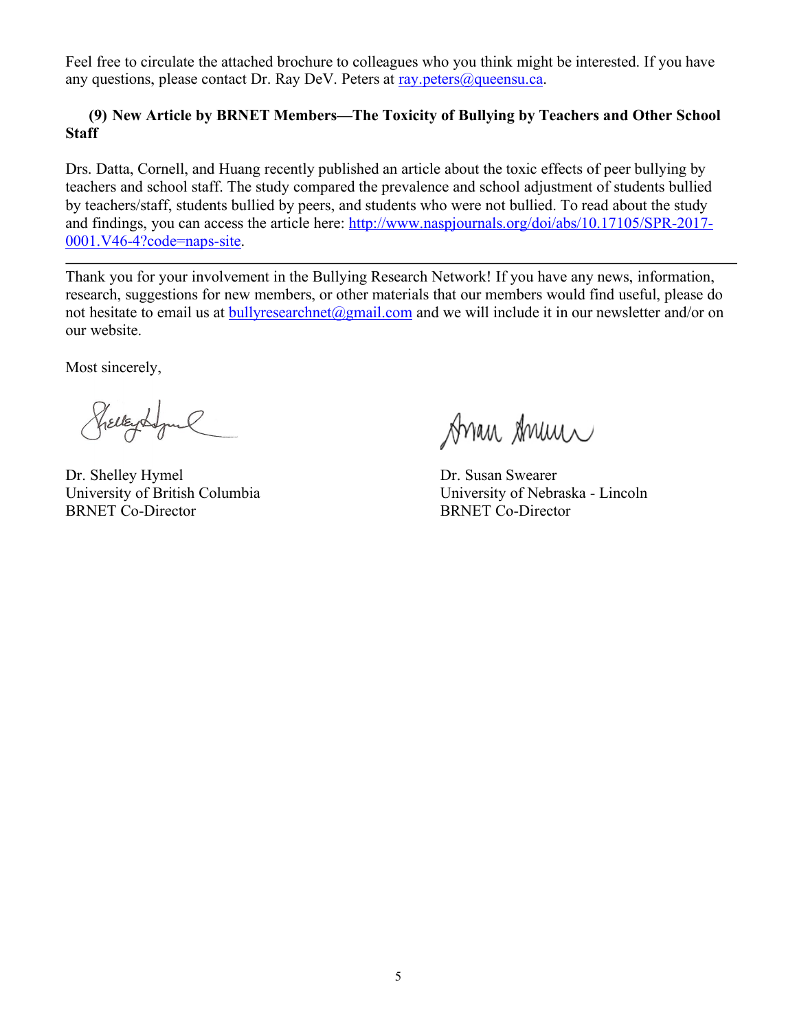Feel free to circulate the attached brochure to colleagues who you think might be interested. If you have any questions, please contact Dr. Ray DeV. Peters at ray.peters@queensu.ca.

### (9) New Article by BRNET Members—The Toxicity of Bullying by Teachers and Other School Staff

Drs. Datta, Cornell, and Huang recently published an article about the toxic effects of peer bullying by teachers and school staff. The study compared the prevalence and school adjustment of students bullied by teachers/staff, students bullied by peers, and students who were not bullied. To read about the study and findings, you can access the article here: http://www.naspjournals.org/doi/abs/10.17105/SPR-2017-0001.V46-4?code=naps-site.

---

Thank you for your involvement in the Bullying Research Network! If you have any news, information, research, suggestions for new members, or other materials that our members would find useful, please do not hesitate to email us at bullyresearchnet@gmail.com and we will include it in our newsletter and/or on our website.

Most sincerely,

Dr. Shelley Hymel
University of British Columbia
BRNET Co-Director

Dr. Susan Swearer
University of Nebraska - Lincoln
BRNET Co-Director